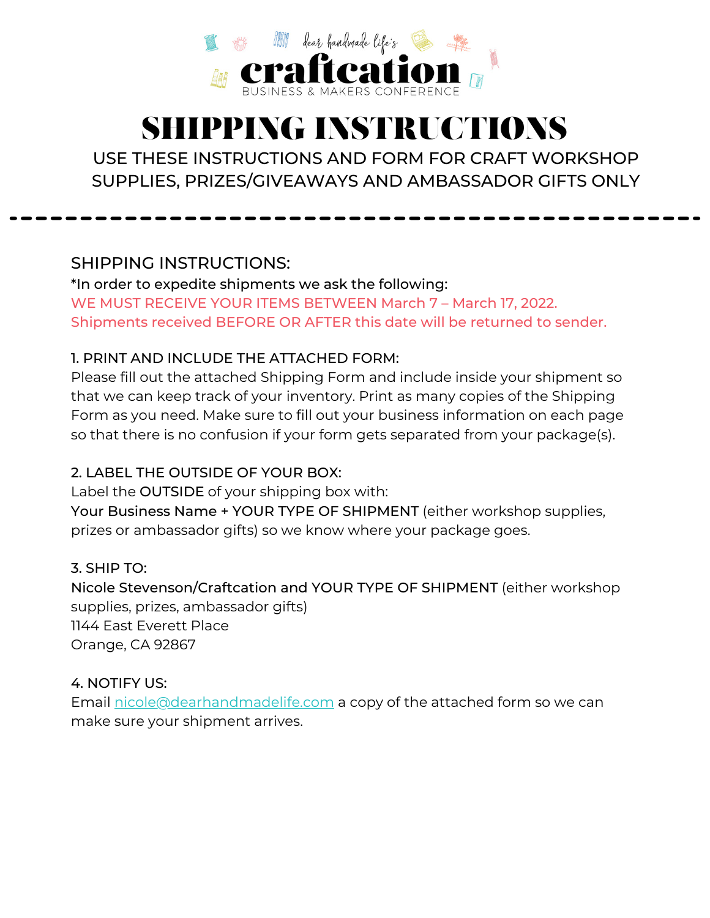dear handmade life's

# craftcation

BUSINESS & MAKERS CONFERENCE

# SHIPPING INSTRUCTIONS

USE THESE INSTRUCTIONS AND FORM FOR CRAFT WORKSHOP SUPPLIES, PRIZES/GIVEAWAYS AND AMBASSADOR GIFTS ONLY

---

## SHIPPING INSTRUCTIONS:

*In order to expedite shipments we ask the following:

WE MUST RECEIVE YOUR ITEMS BETWEEN March 7 – March 17, 2022. Shipments received BEFORE OR AFTER this date will be returned to sender.

1. PRINT AND INCLUDE THE ATTACHED FORM:
Please fill out the attached Shipping Form and include inside your shipment so that we can keep track of your inventory. Print as many copies of the Shipping Form as you need. Make sure to fill out your business information on each page so that there is no confusion if your form gets separated from your package(s).

2. LABEL THE OUTSIDE OF YOUR BOX:
Label the **OUTSIDE** of your shipping box with:
**Your Business Name + YOUR TYPE OF SHIPMENT** (either workshop supplies, prizes or ambassador gifts) so we know where your package goes.

3. SHIP TO:
**Nicole Stevenson/Craftcation and YOUR TYPE OF SHIPMENT** (either workshop supplies, prizes, ambassador gifts)
1144 East Everett Place
Orange, CA 92867

4. NOTIFY US:
Email nicole@dearhandmadelife.com a copy of the attached form so we can make sure your shipment arrives.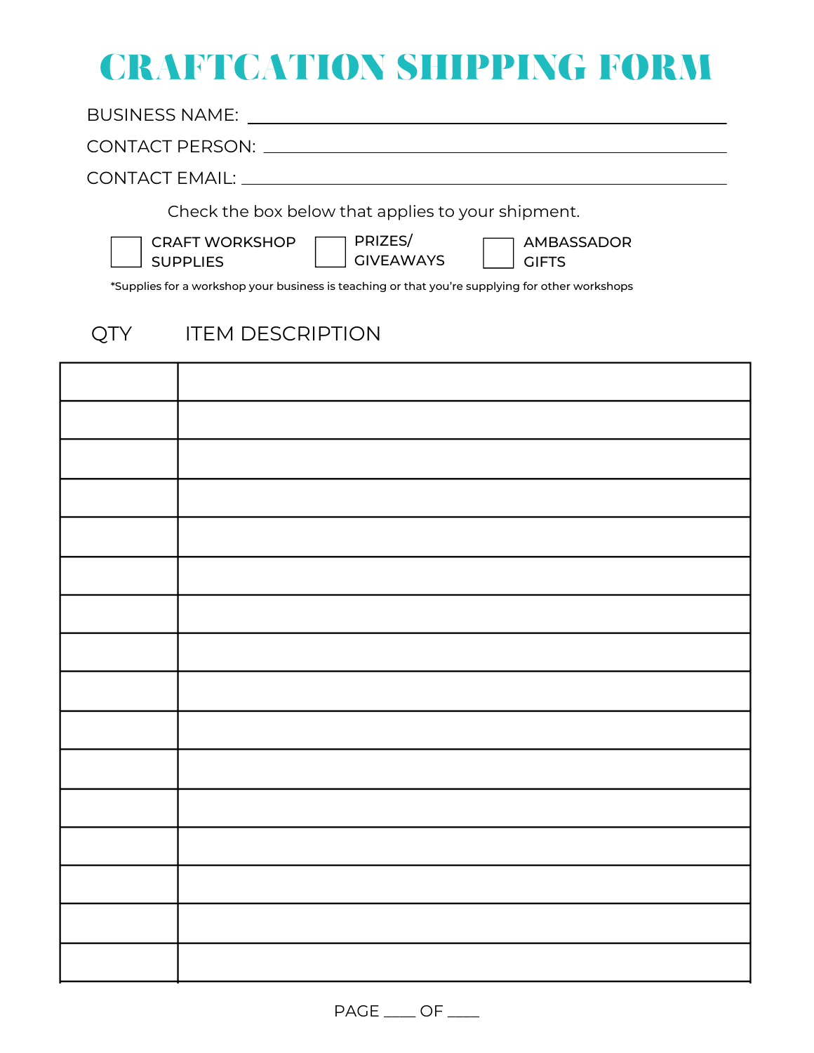# CRAFTCATION SHIPPING FORM

BUSINESS NAME: ______________________________

CONTACT PERSON: ______________________________

CONTACT EMAIL: ______________________________

Check the box below that applies to your shipment.

- [ ] CRAFT WORKSHOP SUPPLIES
- [ ] PRIZES/ GIVEAWAYS
- [ ] AMBASSADOR GIFTS

*Supplies for a workshop your business is teaching or that you're supplying for other workshops

| QTY | ITEM DESCRIPTION |
| --- | --- |
| | |
| | |
| | |
| | |
| | |
| | |
| | |
| | |
| | |
| | |
| | |
| | |
| | |
| | |
| | |
| | |

PAGE ____ OF ____